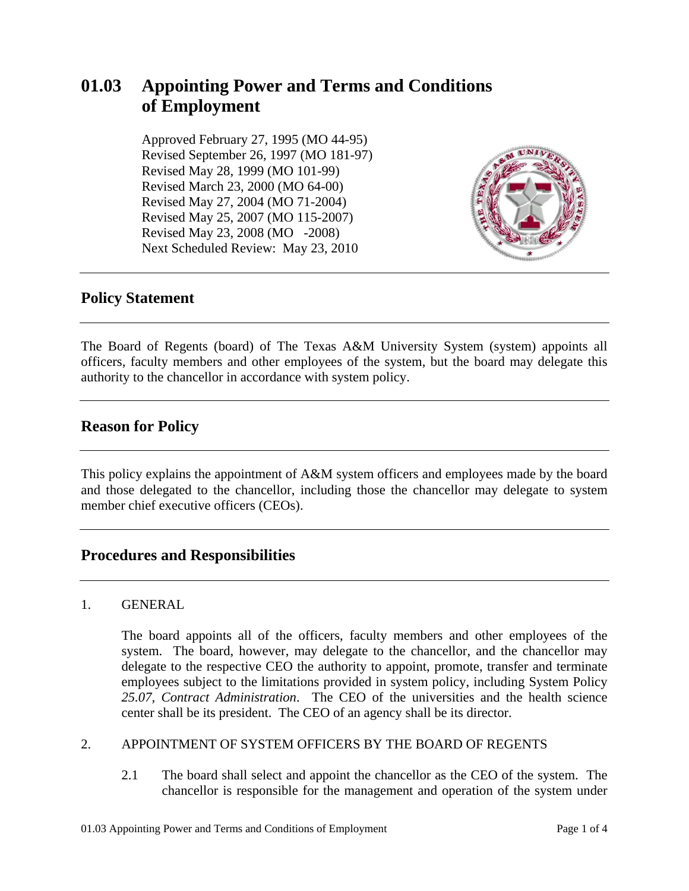# 01.03 Appointing Power and Terms and Conditions of Employment

Approved February 27, 1995 (MO 44-95)
Revised September 26, 1997 (MO 181-97)
Revised May 28, 1999 (MO 101-99)
Revised March 23, 2000 (MO 64-00)
Revised May 27, 2004 (MO 71-2004)
Revised May 25, 2007 (MO 115-2007)
Revised May 23, 2008 (MO -2008)
Next Scheduled Review: May 23, 2010

## Policy Statement

The Board of Regents (board) of The Texas A&M University System (system) appoints all officers, faculty members and other employees of the system, but the board may delegate this authority to the chancellor in accordance with system policy.

## Reason for Policy

This policy explains the appointment of A&M system officers and employees made by the board and those delegated to the chancellor, including those the chancellor may delegate to system member chief executive officers (CEOs).

## Procedures and Responsibilities

1. GENERAL

   The board appoints all of the officers, faculty members and other employees of the system. The board, however, may delegate to the chancellor, and the chancellor may delegate to the respective CEO the authority to appoint, promote, transfer and terminate employees subject to the limitations provided in system policy, including System Policy *25.07, Contract Administration*. The CEO of the universities and the health science center shall be its president. The CEO of an agency shall be its director.

2. APPOINTMENT OF SYSTEM OFFICERS BY THE BOARD OF REGENTS

   2.1 The board shall select and appoint the chancellor as the CEO of the system. The chancellor is responsible for the management and operation of the system under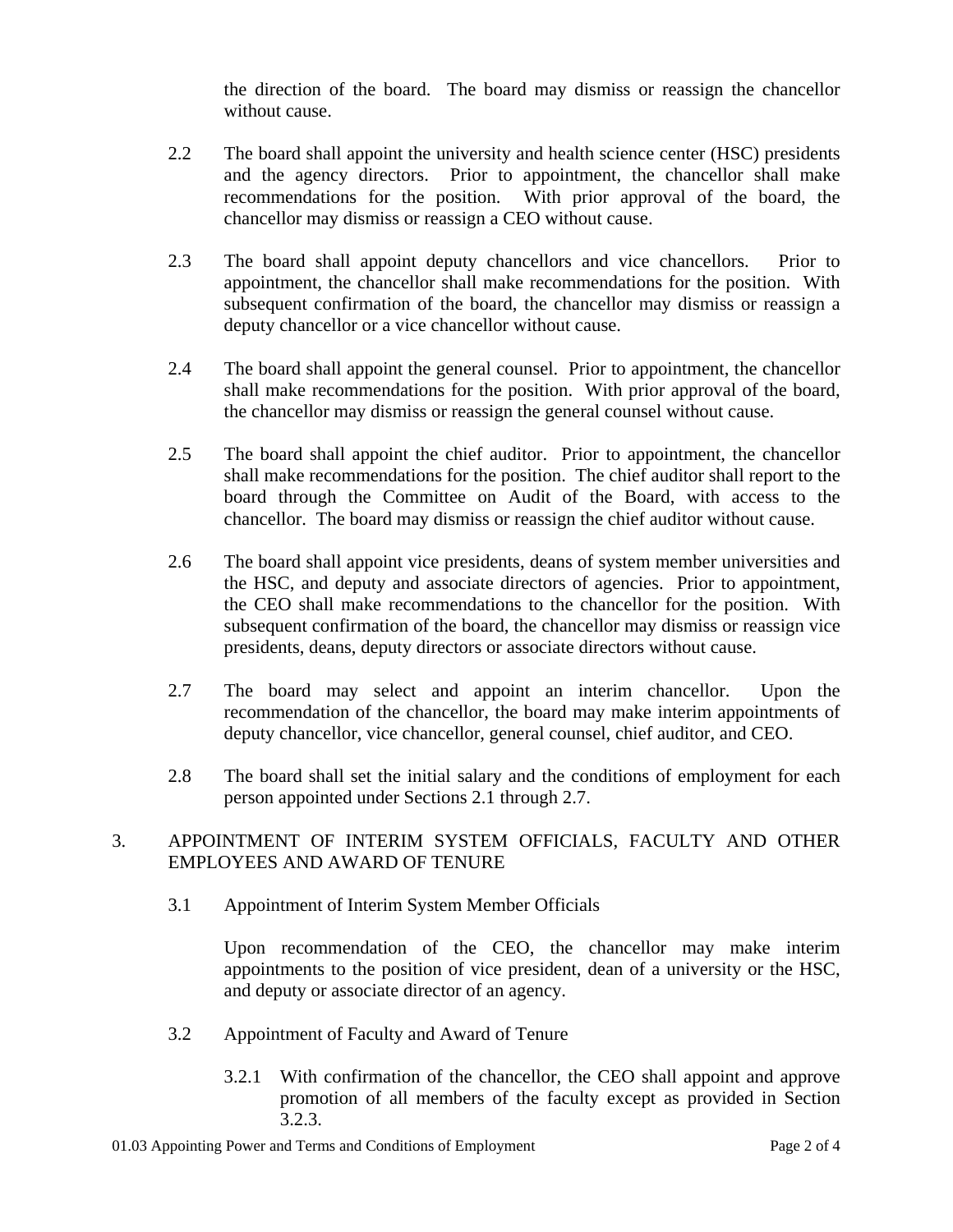the direction of the board. The board may dismiss or reassign the chancellor without cause.

2.2 The board shall appoint the university and health science center (HSC) presidents and the agency directors. Prior to appointment, the chancellor shall make recommendations for the position. With prior approval of the board, the chancellor may dismiss or reassign a CEO without cause.

2.3 The board shall appoint deputy chancellors and vice chancellors. Prior to appointment, the chancellor shall make recommendations for the position. With subsequent confirmation of the board, the chancellor may dismiss or reassign a deputy chancellor or a vice chancellor without cause.

2.4 The board shall appoint the general counsel. Prior to appointment, the chancellor shall make recommendations for the position. With prior approval of the board, the chancellor may dismiss or reassign the general counsel without cause.

2.5 The board shall appoint the chief auditor. Prior to appointment, the chancellor shall make recommendations for the position. The chief auditor shall report to the board through the Committee on Audit of the Board, with access to the chancellor. The board may dismiss or reassign the chief auditor without cause.

2.6 The board shall appoint vice presidents, deans of system member universities and the HSC, and deputy and associate directors of agencies. Prior to appointment, the CEO shall make recommendations to the chancellor for the position. With subsequent confirmation of the board, the chancellor may dismiss or reassign vice presidents, deans, deputy directors or associate directors without cause.

2.7 The board may select and appoint an interim chancellor. Upon the recommendation of the chancellor, the board may make interim appointments of deputy chancellor, vice chancellor, general counsel, chief auditor, and CEO.

2.8 The board shall set the initial salary and the conditions of employment for each person appointed under Sections 2.1 through 2.7.

## 3. APPOINTMENT OF INTERIM SYSTEM OFFICIALS, FACULTY AND OTHER EMPLOYEES AND AWARD OF TENURE

### 3.1 Appointment of Interim System Member Officials

Upon recommendation of the CEO, the chancellor may make interim appointments to the position of vice president, dean of a university or the HSC, and deputy or associate director of an agency.

### 3.2 Appointment of Faculty and Award of Tenure

3.2.1 With confirmation of the chancellor, the CEO shall appoint and approve promotion of all members of the faculty except as provided in Section 3.2.3.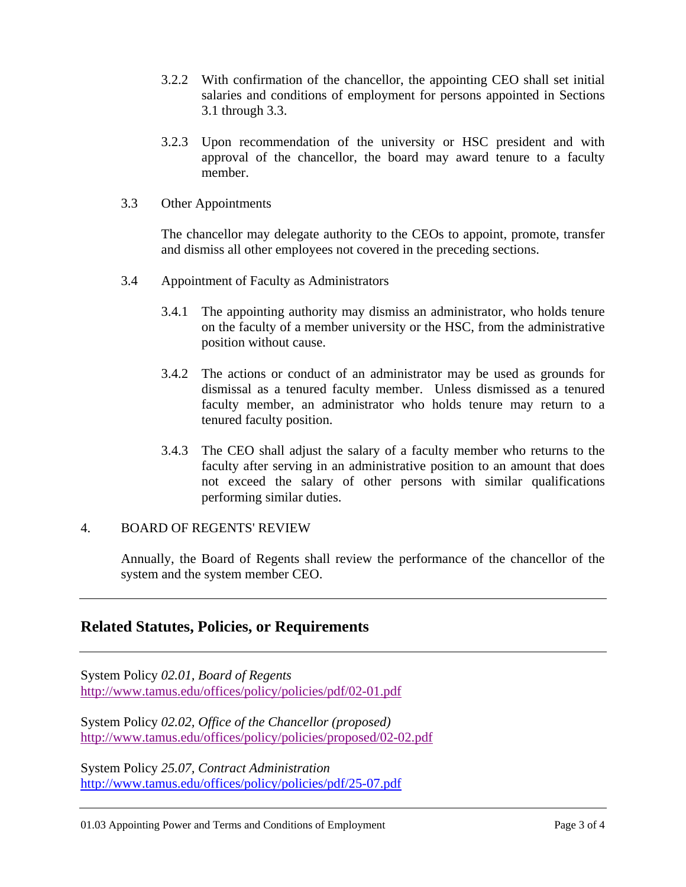3.2.2 With confirmation of the chancellor, the appointing CEO shall set initial salaries and conditions of employment for persons appointed in Sections 3.1 through 3.3.

3.2.3 Upon recommendation of the university or HSC president and with approval of the chancellor, the board may award tenure to a faculty member.

3.3 Other Appointments

The chancellor may delegate authority to the CEOs to appoint, promote, transfer and dismiss all other employees not covered in the preceding sections.

3.4 Appointment of Faculty as Administrators

3.4.1 The appointing authority may dismiss an administrator, who holds tenure on the faculty of a member university or the HSC, from the administrative position without cause.

3.4.2 The actions or conduct of an administrator may be used as grounds for dismissal as a tenured faculty member. Unless dismissed as a tenured faculty member, an administrator who holds tenure may return to a tenured faculty position.

3.4.3 The CEO shall adjust the salary of a faculty member who returns to the faculty after serving in an administrative position to an amount that does not exceed the salary of other persons with similar qualifications performing similar duties.

4. BOARD OF REGENTS' REVIEW

Annually, the Board of Regents shall review the performance of the chancellor of the system and the system member CEO.

---

## Related Statutes, Policies, or Requirements

---

System Policy *02.01, Board of Regents*
http://www.tamus.edu/offices/policy/policies/pdf/02-01.pdf

System Policy *02.02, Office of the Chancellor (proposed)*
http://www.tamus.edu/offices/policy/policies/proposed/02-02.pdf

System Policy *25.07, Contract Administration*
http://www.tamus.edu/offices/policy/policies/pdf/25-07.pdf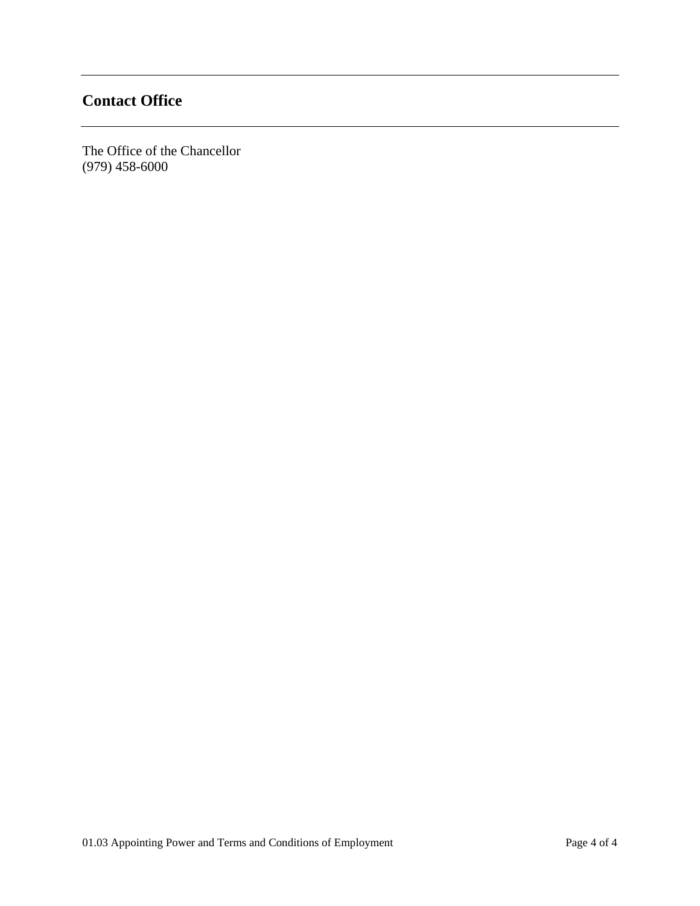## Contact Office

The Office of the Chancellor
(979) 458-6000